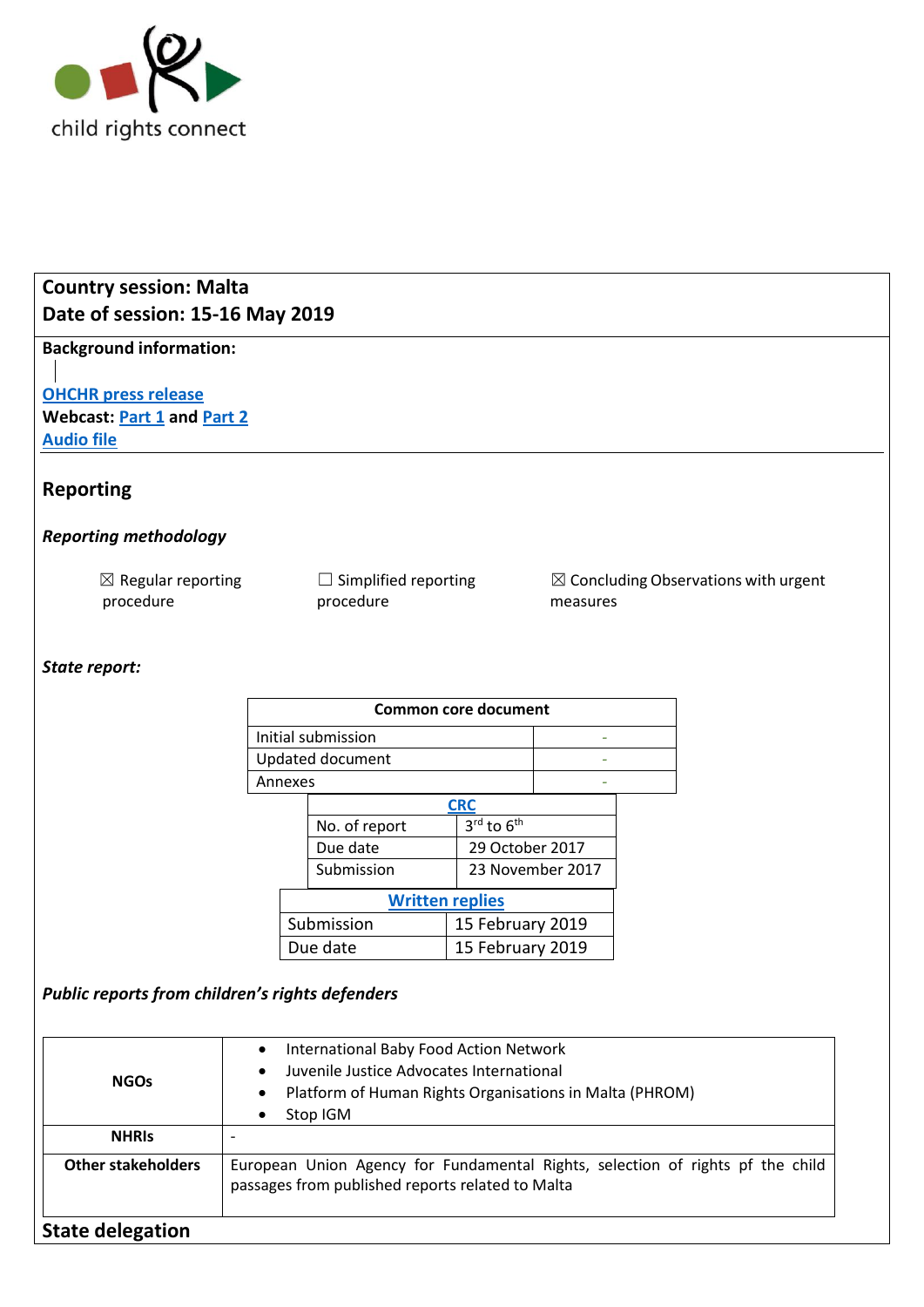child rights connect

**Country session: Malta**
**Date of session: 15-16 May 2019**

**Background information:**

OHCHR press release
**Webcast:** Part 1 and Part 2
Audio file

## Reporting

### *Reporting methodology*

☒ Regular reporting procedure

☐ Simplified reporting procedure

☒ Concluding Observations with urgent measures

### *State report:*

| Common core document | |
|---|---|
| Initial submission | - |
| Updated document | - |
| Annexes | - |

| CRC | |
|---|---|
| No. of report | 3rd to 6th |
| Due date | 29 October 2017 |
| Submission | 23 November 2017 |

| Written replies | |
|---|---|
| Submission | 15 February 2019 |
| Due date | 15 February 2019 |

### *Public reports from children's rights defenders*

| | |
|---|---|
| **NGOs** | • International Baby Food Action Network<br>• Juvenile Justice Advocates International<br>• Platform of Human Rights Organisations in Malta (PHROM)<br>• Stop IGM |
| **NHRIs** | - |
| **Other stakeholders** | European Union Agency for Fundamental Rights, selection of rights pf the child passages from published reports related to Malta |

## State delegation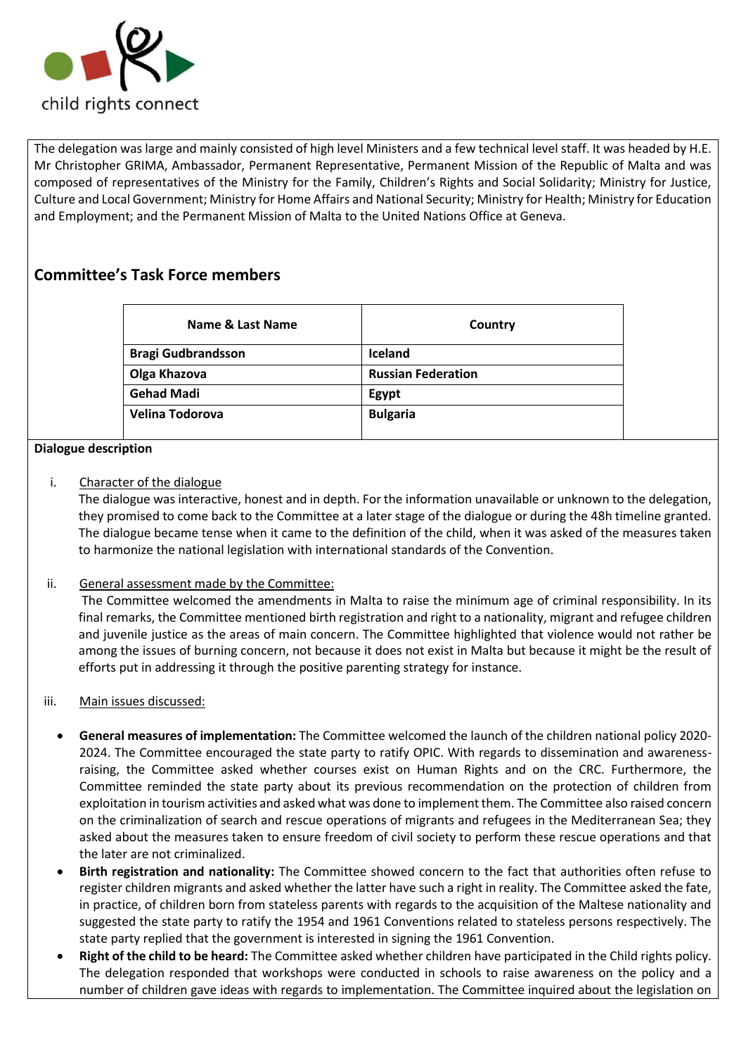The delegation was large and mainly consisted of high level Ministers and a few technical level staff. It was headed by H.E. Mr Christopher GRIMA, Ambassador, Permanent Representative, Permanent Mission of the Republic of Malta and was composed of representatives of the Ministry for the Family, Children's Rights and Social Solidarity; Ministry for Justice, Culture and Local Government; Ministry for Home Affairs and National Security; Ministry for Health; Ministry for Education and Employment; and the Permanent Mission of Malta to the United Nations Office at Geneva.

## Committee's Task Force members

| Name & Last Name | Country |
|---|---|
| **Bragi Gudbrandsson** | **Iceland** |
| **Olga Khazova** | **Russian Federation** |
| **Gehad Madi** | **Egypt** |
| **Velina Todorova** | **Bulgaria** |

**Dialogue description**

i. Character of the dialogue

The dialogue was interactive, honest and in depth. For the information unavailable or unknown to the delegation, they promised to come back to the Committee at a later stage of the dialogue or during the 48h timeline granted. The dialogue became tense when it came to the definition of the child, when it was asked of the measures taken to harmonize the national legislation with international standards of the Convention.

ii. General assessment made by the Committee:

The Committee welcomed the amendments in Malta to raise the minimum age of criminal responsibility. In its final remarks, the Committee mentioned birth registration and right to a nationality, migrant and refugee children and juvenile justice as the areas of main concern. The Committee highlighted that violence would not rather be among the issues of burning concern, not because it does not exist in Malta but because it might be the result of efforts put in addressing it through the positive parenting strategy for instance.

iii. Main issues discussed:

- **General measures of implementation:** The Committee welcomed the launch of the children national policy 2020-2024. The Committee encouraged the state party to ratify OPIC. With regards to dissemination and awareness-raising, the Committee asked whether courses exist on Human Rights and on the CRC. Furthermore, the Committee reminded the state party about its previous recommendation on the protection of children from exploitation in tourism activities and asked what was done to implement them. The Committee also raised concern on the criminalization of search and rescue operations of migrants and refugees in the Mediterranean Sea; they asked about the measures taken to ensure freedom of civil society to perform these rescue operations and that the later are not criminalized.
- **Birth registration and nationality:** The Committee showed concern to the fact that authorities often refuse to register children migrants and asked whether the latter have such a right in reality. The Committee asked the fate, in practice, of children born from stateless parents with regards to the acquisition of the Maltese nationality and suggested the state party to ratify the 1954 and 1961 Conventions related to stateless persons respectively. The state party replied that the government is interested in signing the 1961 Convention.
- **Right of the child to be heard:** The Committee asked whether children have participated in the Child rights policy. The delegation responded that workshops were conducted in schools to raise awareness on the policy and a number of children gave ideas with regards to implementation. The Committee inquired about the legislation on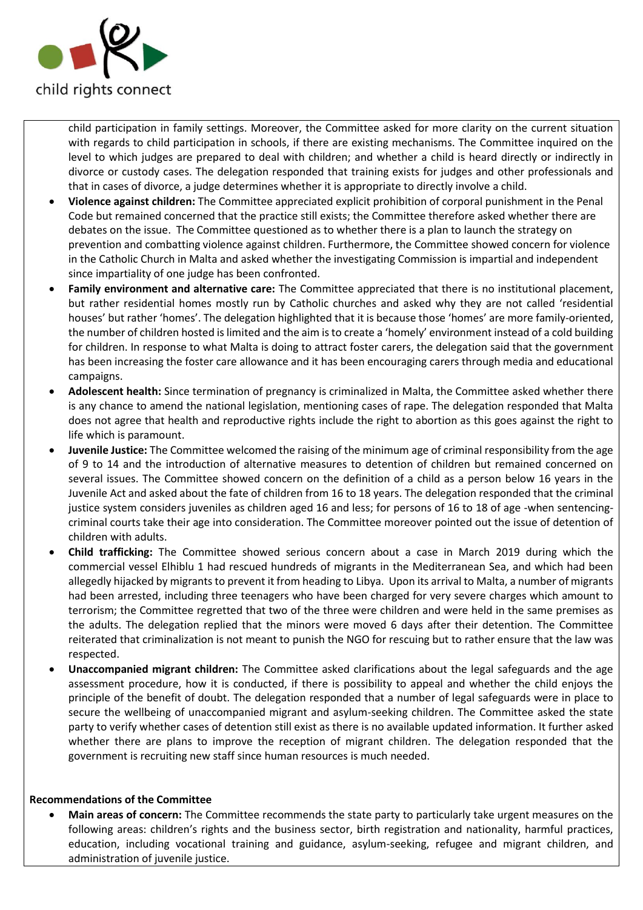child participation in family settings. Moreover, the Committee asked for more clarity on the current situation with regards to child participation in schools, if there are existing mechanisms. The Committee inquired on the level to which judges are prepared to deal with children; and whether a child is heard directly or indirectly in divorce or custody cases. The delegation responded that training exists for judges and other professionals and that in cases of divorce, a judge determines whether it is appropriate to directly involve a child.

- **Violence against children:** The Committee appreciated explicit prohibition of corporal punishment in the Penal Code but remained concerned that the practice still exists; the Committee therefore asked whether there are debates on the issue. The Committee questioned as to whether there is a plan to launch the strategy on prevention and combatting violence against children. Furthermore, the Committee showed concern for violence in the Catholic Church in Malta and asked whether the investigating Commission is impartial and independent since impartiality of one judge has been confronted.
- **Family environment and alternative care:** The Committee appreciated that there is no institutional placement, but rather residential homes mostly run by Catholic churches and asked why they are not called 'residential houses' but rather 'homes'. The delegation highlighted that it is because those 'homes' are more family-oriented, the number of children hosted is limited and the aim is to create a 'homely' environment instead of a cold building for children. In response to what Malta is doing to attract foster carers, the delegation said that the government has been increasing the foster care allowance and it has been encouraging carers through media and educational campaigns.
- **Adolescent health:** Since termination of pregnancy is criminalized in Malta, the Committee asked whether there is any chance to amend the national legislation, mentioning cases of rape. The delegation responded that Malta does not agree that health and reproductive rights include the right to abortion as this goes against the right to life which is paramount.
- **Juvenile Justice:** The Committee welcomed the raising of the minimum age of criminal responsibility from the age of 9 to 14 and the introduction of alternative measures to detention of children but remained concerned on several issues. The Committee showed concern on the definition of a child as a person below 16 years in the Juvenile Act and asked about the fate of children from 16 to 18 years. The delegation responded that the criminal justice system considers juveniles as children aged 16 and less; for persons of 16 to 18 of age -when sentencing- criminal courts take their age into consideration. The Committee moreover pointed out the issue of detention of children with adults.
- **Child trafficking:** The Committee showed serious concern about a case in March 2019 during which the commercial vessel Elhiblu 1 had rescued hundreds of migrants in the Mediterranean Sea, and which had been allegedly hijacked by migrants to prevent it from heading to Libya. Upon its arrival to Malta, a number of migrants had been arrested, including three teenagers who have been charged for very severe charges which amount to terrorism; the Committee regretted that two of the three were children and were held in the same premises as the adults. The delegation replied that the minors were moved 6 days after their detention. The Committee reiterated that criminalization is not meant to punish the NGO for rescuing but to rather ensure that the law was respected.
- **Unaccompanied migrant children:** The Committee asked clarifications about the legal safeguards and the age assessment procedure, how it is conducted, if there is possibility to appeal and whether the child enjoys the principle of the benefit of doubt. The delegation responded that a number of legal safeguards were in place to secure the wellbeing of unaccompanied migrant and asylum-seeking children. The Committee asked the state party to verify whether cases of detention still exist as there is no available updated information. It further asked whether there are plans to improve the reception of migrant children. The delegation responded that the government is recruiting new staff since human resources is much needed.

**Recommendations of the Committee**

- **Main areas of concern:** The Committee recommends the state party to particularly take urgent measures on the following areas: children's rights and the business sector, birth registration and nationality, harmful practices, education, including vocational training and guidance, asylum-seeking, refugee and migrant children, and administration of juvenile justice.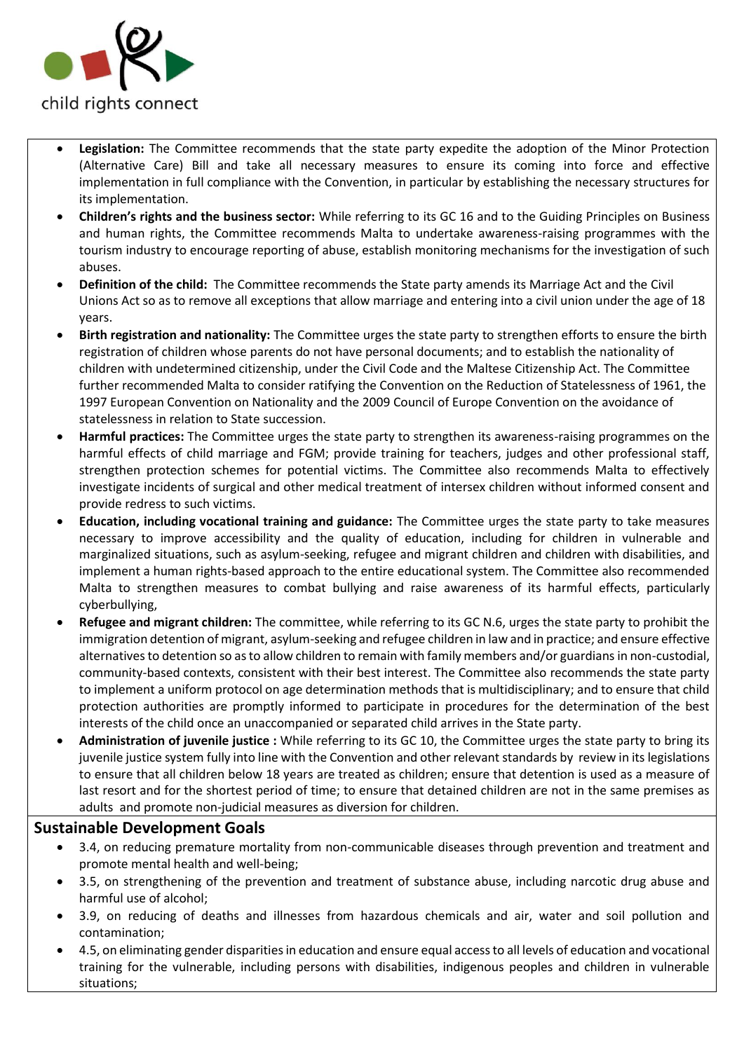- **Legislation:** The Committee recommends that the state party expedite the adoption of the Minor Protection (Alternative Care) Bill and take all necessary measures to ensure its coming into force and effective implementation in full compliance with the Convention, in particular by establishing the necessary structures for its implementation.
- **Children's rights and the business sector:** While referring to its GC 16 and to the Guiding Principles on Business and human rights, the Committee recommends Malta to undertake awareness-raising programmes with the tourism industry to encourage reporting of abuse, establish monitoring mechanisms for the investigation of such abuses.
- **Definition of the child:** The Committee recommends the State party amends its Marriage Act and the Civil Unions Act so as to remove all exceptions that allow marriage and entering into a civil union under the age of 18 years.
- **Birth registration and nationality:** The Committee urges the state party to strengthen efforts to ensure the birth registration of children whose parents do not have personal documents; and to establish the nationality of children with undetermined citizenship, under the Civil Code and the Maltese Citizenship Act. The Committee further recommended Malta to consider ratifying the Convention on the Reduction of Statelessness of 1961, the 1997 European Convention on Nationality and the 2009 Council of Europe Convention on the avoidance of statelessness in relation to State succession.
- **Harmful practices:** The Committee urges the state party to strengthen its awareness-raising programmes on the harmful effects of child marriage and FGM; provide training for teachers, judges and other professional staff, strengthen protection schemes for potential victims. The Committee also recommends Malta to effectively investigate incidents of surgical and other medical treatment of intersex children without informed consent and provide redress to such victims.
- **Education, including vocational training and guidance:** The Committee urges the state party to take measures necessary to improve accessibility and the quality of education, including for children in vulnerable and marginalized situations, such as asylum-seeking, refugee and migrant children and children with disabilities, and implement a human rights-based approach to the entire educational system. The Committee also recommended Malta to strengthen measures to combat bullying and raise awareness of its harmful effects, particularly cyberbullying,
- **Refugee and migrant children:** The committee, while referring to its GC N.6, urges the state party to prohibit the immigration detention of migrant, asylum-seeking and refugee children in law and in practice; and ensure effective alternatives to detention so as to allow children to remain with family members and/or guardians in non-custodial, community-based contexts, consistent with their best interest. The Committee also recommends the state party to implement a uniform protocol on age determination methods that is multidisciplinary; and to ensure that child protection authorities are promptly informed to participate in procedures for the determination of the best interests of the child once an unaccompanied or separated child arrives in the State party.
- **Administration of juvenile justice :** While referring to its GC 10, the Committee urges the state party to bring its juvenile justice system fully into line with the Convention and other relevant standards by review in its legislations to ensure that all children below 18 years are treated as children; ensure that detention is used as a measure of last resort and for the shortest period of time; to ensure that detained children are not in the same premises as adults and promote non-judicial measures as diversion for children.

## Sustainable Development Goals

- 3.4, on reducing premature mortality from non-communicable diseases through prevention and treatment and promote mental health and well-being;
- 3.5, on strengthening of the prevention and treatment of substance abuse, including narcotic drug abuse and harmful use of alcohol;
- 3.9, on reducing of deaths and illnesses from hazardous chemicals and air, water and soil pollution and contamination;
- 4.5, on eliminating gender disparities in education and ensure equal access to all levels of education and vocational training for the vulnerable, including persons with disabilities, indigenous peoples and children in vulnerable situations;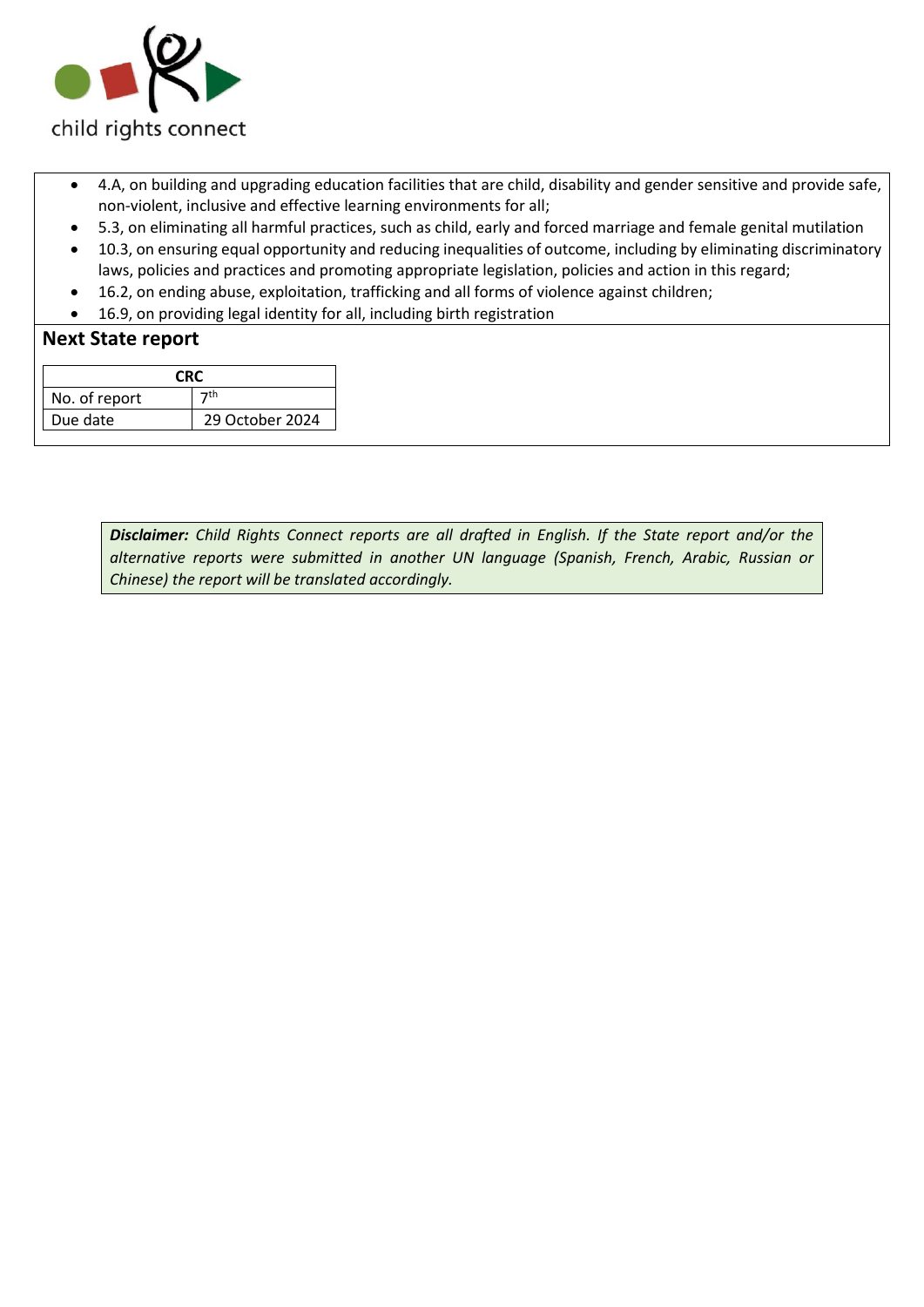- 4.A, on building and upgrading education facilities that are child, disability and gender sensitive and provide safe, non-violent, inclusive and effective learning environments for all;
- 5.3, on eliminating all harmful practices, such as child, early and forced marriage and female genital mutilation
- 10.3, on ensuring equal opportunity and reducing inequalities of outcome, including by eliminating discriminatory laws, policies and practices and promoting appropriate legislation, policies and action in this regard;
- 16.2, on ending abuse, exploitation, trafficking and all forms of violence against children;
- 16.9, on providing legal identity for all, including birth registration

## Next State report

| CRC | |
|---|---|
| No. of report | 7th |
| Due date | 29 October 2024 |

***Disclaimer:*** *Child Rights Connect reports are all drafted in English. If the State report and/or the alternative reports were submitted in another UN language (Spanish, French, Arabic, Russian or Chinese) the report will be translated accordingly.*